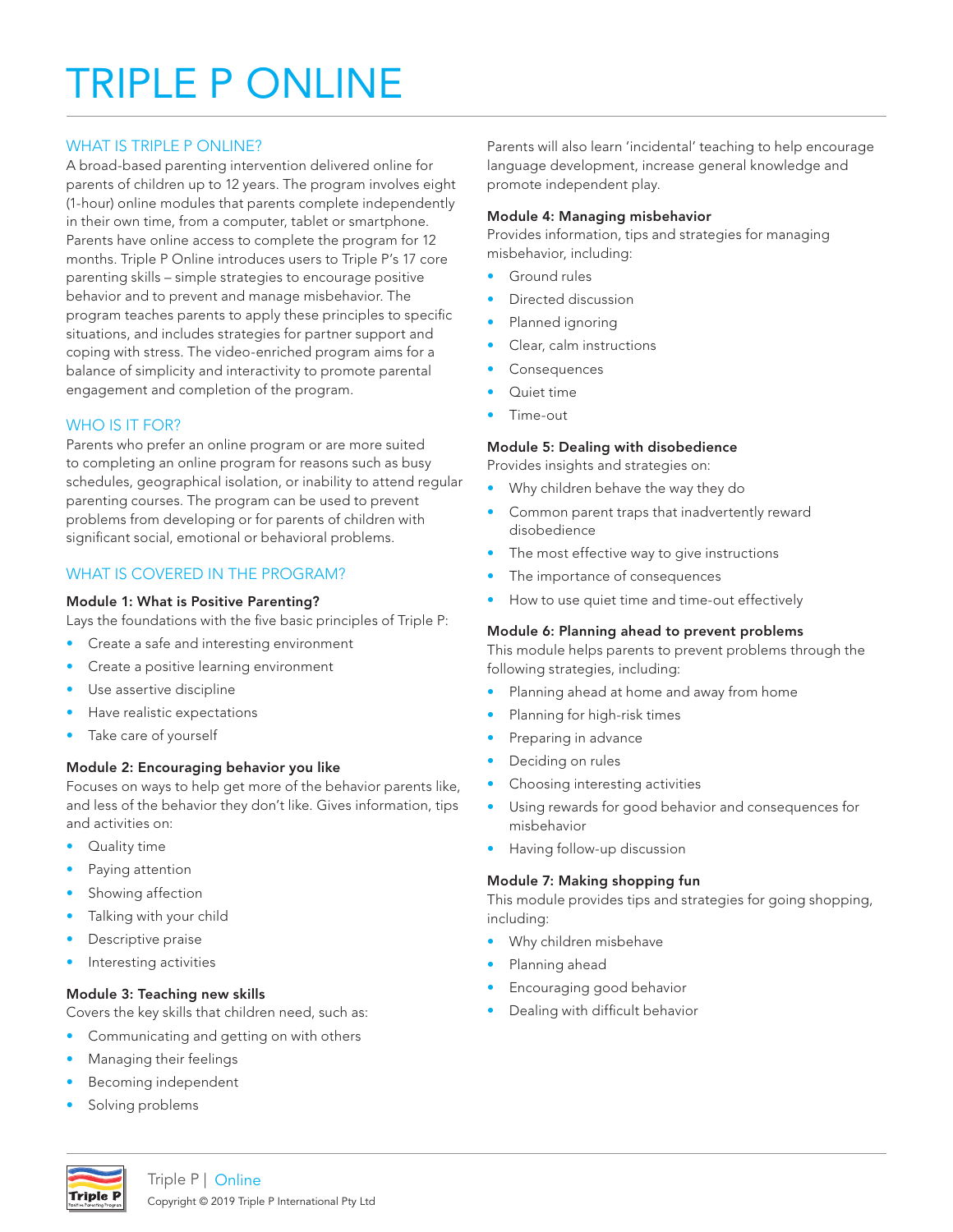# TRIPLE P ONLINE

## WHAT IS TRIPLE P ONLINE?

A broad-based parenting intervention delivered online for parents of children up to 12 years. The program involves eight (1-hour) online modules that parents complete independently in their own time, from a computer, tablet or smartphone. Parents have online access to complete the program for 12 months. Triple P Online introduces users to Triple P's 17 core parenting skills – simple strategies to encourage positive behavior and to prevent and manage misbehavior. The program teaches parents to apply these principles to specific situations, and includes strategies for partner support and coping with stress. The video-enriched program aims for a balance of simplicity and interactivity to promote parental engagement and completion of the program.

## WHO IS IT FOR?

Parents who prefer an online program or are more suited to completing an online program for reasons such as busy schedules, geographical isolation, or inability to attend regular parenting courses. The program can be used to prevent problems from developing or for parents of children with significant social, emotional or behavioral problems.

## WHAT IS COVERED IN THE PROGRAM?

**Module 1: What is Positive Parenting?**

Lays the foundations with the five basic principles of Triple P:

- Create a safe and interesting environment
- Create a positive learning environment
- Use assertive discipline
- Have realistic expectations
- Take care of yourself

**Module 2: Encouraging behavior you like**

Focuses on ways to help get more of the behavior parents like, and less of the behavior they don't like. Gives information, tips and activities on:

- Quality time
- Paying attention
- Showing affection
- Talking with your child
- Descriptive praise
- Interesting activities

**Module 3: Teaching new skills**

Covers the key skills that children need, such as:

- Communicating and getting on with others
- Managing their feelings
- Becoming independent
- Solving problems

Parents will also learn 'incidental' teaching to help encourage language development, increase general knowledge and promote independent play.

**Module 4: Managing misbehavior**

Provides information, tips and strategies for managing misbehavior, including:

- Ground rules
- Directed discussion
- Planned ignoring
- Clear, calm instructions
- Consequences
- Quiet time
- Time-out

**Module 5: Dealing with disobedience**

Provides insights and strategies on:

- Why children behave the way they do
- Common parent traps that inadvertently reward disobedience
- The most effective way to give instructions
- The importance of consequences
- How to use quiet time and time-out effectively

**Module 6: Planning ahead to prevent problems**

This module helps parents to prevent problems through the following strategies, including:

- Planning ahead at home and away from home
- Planning for high-risk times
- Preparing in advance
- Deciding on rules
- Choosing interesting activities
- Using rewards for good behavior and consequences for misbehavior
- Having follow-up discussion

**Module 7: Making shopping fun**

This module provides tips and strategies for going shopping, including:

- Why children misbehave
- Planning ahead
- Encouraging good behavior
- Dealing with difficult behavior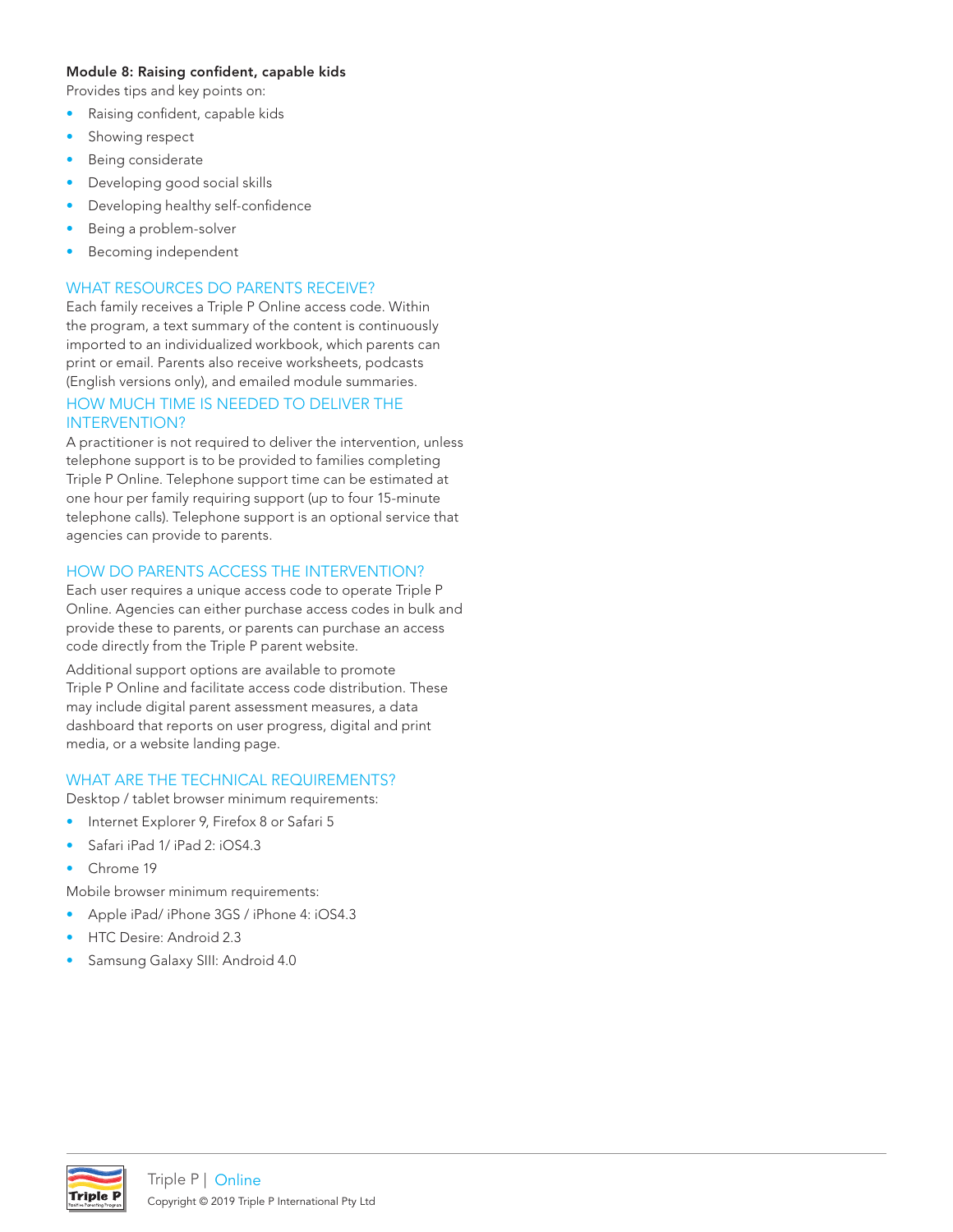**Module 8: Raising confident, capable kids**

Provides tips and key points on:

- Raising confident, capable kids
- Showing respect
- Being considerate
- Developing good social skills
- Developing healthy self-confidence
- Being a problem-solver
- Becoming independent

## WHAT RESOURCES DO PARENTS RECEIVE?

Each family receives a Triple P Online access code. Within the program, a text summary of the content is continuously imported to an individualized workbook, which parents can print or email. Parents also receive worksheets, podcasts (English versions only), and emailed module summaries.

## HOW MUCH TIME IS NEEDED TO DELIVER THE INTERVENTION?

A practitioner is not required to deliver the intervention, unless telephone support is to be provided to families completing Triple P Online. Telephone support time can be estimated at one hour per family requiring support (up to four 15-minute telephone calls). Telephone support is an optional service that agencies can provide to parents.

## HOW DO PARENTS ACCESS THE INTERVENTION?

Each user requires a unique access code to operate Triple P Online. Agencies can either purchase access codes in bulk and provide these to parents, or parents can purchase an access code directly from the Triple P parent website.

Additional support options are available to promote Triple P Online and facilitate access code distribution. These may include digital parent assessment measures, a data dashboard that reports on user progress, digital and print media, or a website landing page.

## WHAT ARE THE TECHNICAL REQUIREMENTS?

Desktop / tablet browser minimum requirements:

- Internet Explorer 9, Firefox 8 or Safari 5
- Safari iPad 1/ iPad 2: iOS4.3
- Chrome 19

Mobile browser minimum requirements:

- Apple iPad/ iPhone 3GS / iPhone 4: iOS4.3
- HTC Desire: Android 2.3
- Samsung Galaxy SIII: Android 4.0